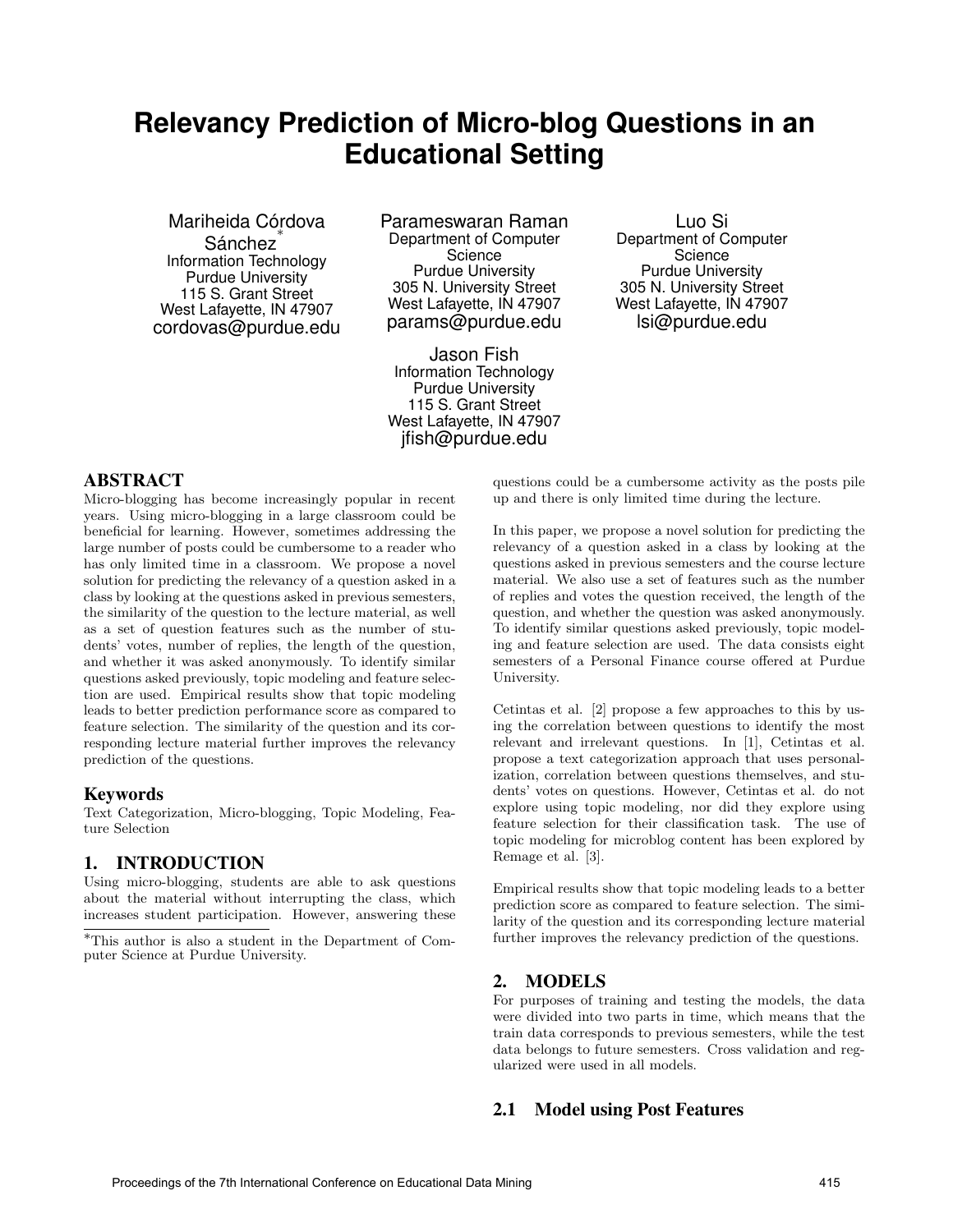# Relevancy Prediction of Micro-blog Questions in an Educational Setting

Mariheida Córdova Sánchez*
Information Technology
Purdue University
115 S. Grant Street
West Lafayette, IN 47907
cordovas@purdue.edu

Parameswaran Raman
Department of Computer Science
Purdue University
305 N. University Street
West Lafayette, IN 47907
params@purdue.edu

Luo Si
Department of Computer Science
Purdue University
305 N. University Street
West Lafayette, IN 47907
lsi@purdue.edu

Jason Fish
Information Technology
Purdue University
115 S. Grant Street
West Lafayette, IN 47907
jfish@purdue.edu

## ABSTRACT

Micro-blogging has become increasingly popular in recent years. Using micro-blogging in a large classroom could be beneficial for learning. However, sometimes addressing the large number of posts could be cumbersome to a reader who has only limited time in a classroom. We propose a novel solution for predicting the relevancy of a question asked in a class by looking at the questions asked in previous semesters, the similarity of the question to the lecture material, as well as a set of question features such as the number of students' votes, number of replies, the length of the question, and whether it was asked anonymously. To identify similar questions asked previously, topic modeling and feature selection are used. Empirical results show that topic modeling leads to better prediction performance score as compared to feature selection. The similarity of the question and its corresponding lecture material further improves the relevancy prediction of the questions.

## Keywords

Text Categorization, Micro-blogging, Topic Modeling, Feature Selection

## 1. INTRODUCTION

Using micro-blogging, students are able to ask questions about the material without interrupting the class, which increases student participation. However, answering these questions could be a cumbersome activity as the posts pile up and there is only limited time during the lecture.

In this paper, we propose a novel solution for predicting the relevancy of a question asked in a class by looking at the questions asked in previous semesters and the course lecture material. We also use a set of features such as the number of replies and votes the question received, the length of the question, and whether the question was asked anonymously. To identify similar questions asked previously, topic modeling and feature selection are used. The data consists eight semesters of a Personal Finance course offered at Purdue University.

Cetintas et al. [2] propose a few approaches to this by using the correlation between questions to identify the most relevant and irrelevant questions. In [1], Cetintas et al. propose a text categorization approach that uses personalization, correlation between questions themselves, and students' votes on questions. However, Cetintas et al. do not explore using topic modeling, nor did they explore using feature selection for their classification task. The use of topic modeling for microblog content has been explored by Remage et al. [3].

Empirical results show that topic modeling leads to a better prediction score as compared to feature selection. The similarity of the question and its corresponding lecture material further improves the relevancy prediction of the questions.

## 2. MODELS

For purposes of training and testing the models, the data were divided into two parts in time, which means that the train data corresponds to previous semesters, while the test data belongs to future semesters. Cross validation and regularized were used in all models.

### 2.1 Model using Post Features

*This author is also a student in the Department of Computer Science at Purdue University.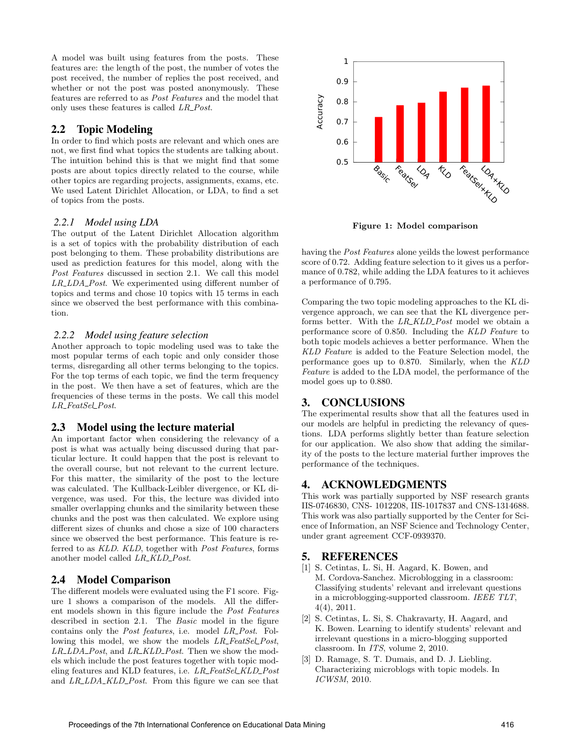A model was built using features from the posts. These features are: the length of the post, the number of votes the post received, the number of replies the post received, and whether or not the post was posted anonymously. These features are referred to as *Post Features* and the model that only uses these features is called *LR_Post*.

## 2.2 Topic Modeling

In order to find which posts are relevant and which ones are not, we first find what topics the students are talking about. The intuition behind this is that we might find that some posts are about topics directly related to the course, while other topics are regarding projects, assignments, exams, etc. We used Latent Dirichlet Allocation, or LDA, to find a set of topics from the posts.

### 2.2.1 Model using LDA

The output of the Latent Dirichlet Allocation algorithm is a set of topics with the probability distribution of each post belonging to them. These probability distributions are used as prediction features for this model, along with the *Post Features* discussed in section 2.1. We call this model *LR_LDA_Post*. We experimented using different number of topics and terms and chose 10 topics with 15 terms in each since we observed the best performance with this combination.

### 2.2.2 Model using feature selection

Another approach to topic modeling used was to take the most popular terms of each topic and only consider those terms, disregarding all other terms belonging to the topics. For the top terms of each topic, we find the term frequency in the post. We then have a set of features, which are the frequencies of these terms in the posts. We call this model *LR_FeatSel_Post*.

## 2.3 Model using the lecture material

An important factor when considering the relevancy of a post is what was actually being discussed during that particular lecture. It could happen that the post is relevant to the overall course, but not relevant to the current lecture. For this matter, the similarity of the post to the lecture was calculated. The Kullback-Leibler divergence, or KL divergence, was used. For this, the lecture was divided into smaller overlapping chunks and the similarity between these chunks and the post was then calculated. We explore using different sizes of chunks and chose a size of 100 characters since we observed the best performance. This feature is referred to as *KLD*. *KLD*, together with *Post Features*, forms another model called *LR_KLD_Post*.

## 2.4 Model Comparison

The different models were evaluated using the F1 score. Figure 1 shows a comparison of the models. All the different models shown in this figure include the *Post Features* described in section 2.1. The *Basic* model in the figure contains only the *Post features*, i.e. model *LR_Post*. Following this model, we show the models *LR_FeatSel_Post*, *LR_LDA_Post*, and *LR_KLD_Post*. Then we show the models which include the post features together with topic modeling features and KLD features, i.e. *LR_FeatSel_KLD_Post* and *LR_LDA_KLD_Post*. From this figure we can see that having the *Post Features* alone yeilds the lowest performance score of 0.72. Adding feature selection to it gives us a performance of 0.782, while adding the LDA features to it achieves a performance of 0.795.

Accuracy
1
0.9
0.8
0.7
0.6
0.5
Basic
FeatSel
LDA
KLD
FeatSel+KLD
LDA+KLD

**Figure 1: Model comparison**

Comparing the two topic modeling approaches to the KL divergence approach, we can see that the KL divergence performs better. With the *LR_KLD_Post* model we obtain a performance score of 0.850. Including the *KLD Feature* to both topic models achieves a better performance. When the *KLD Feature* is added to the Feature Selection model, the performance goes up to 0.870. Similarly, when the *KLD Feature* is added to the LDA model, the performance of the model goes up to 0.880.

## 3. CONCLUSIONS

The experimental results show that all the features used in our models are helpful in predicting the relevancy of questions. LDA performs slightly better than feature selection for our application. We also show that adding the similarity of the posts to the lecture material further improves the performance of the techniques.

## 4. ACKNOWLEDGMENTS

This work was partially supported by NSF research grants IIS-0746830, CNS- 1012208, IIS-1017837 and CNS-1314688. This work was also partially supported by the Center for Science of Information, an NSF Science and Technology Center, under grant agreement CCF-0939370.

## 5. REFERENCES

[1] S. Cetintas, L. Si, H. Aagard, K. Bowen, and M. Cordova-Sanchez. Microblogging in a classroom: Classifying students' relevant and irrelevant questions in a microblogging-supported classroom. *IEEE TLT*, 4(4), 2011.

[2] S. Cetintas, L. Si, S. Chakravarty, H. Aagard, and K. Bowen. Learning to identify students' relevant and irrelevant questions in a micro-blogging supported classroom. In *ITS*, volume 2, 2010.

[3] D. Ramage, S. T. Dumais, and D. J. Liebling. Characterizing microblogs with topic models. In *ICWSM*, 2010.